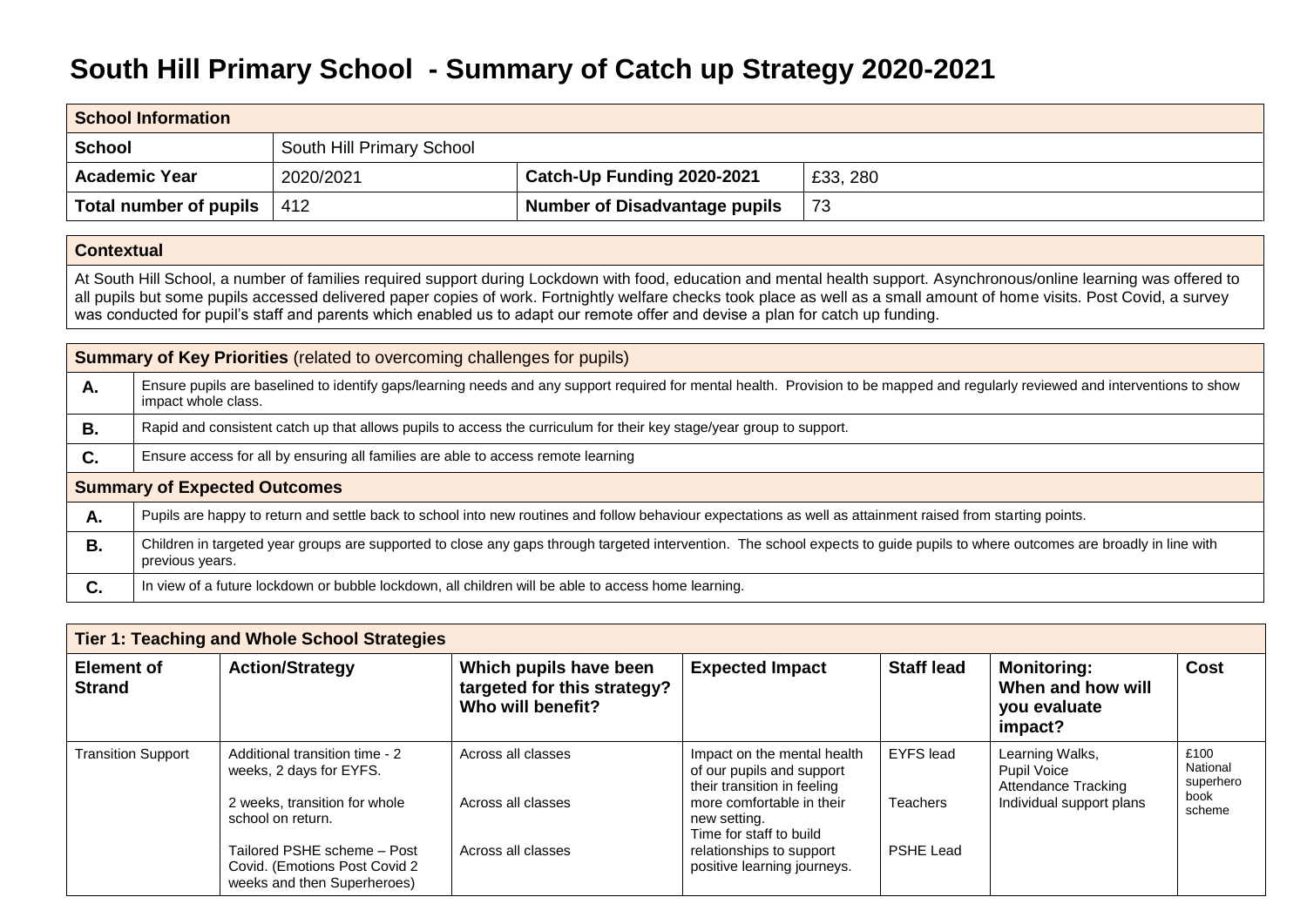# South Hill Primary School - Summary of Catch up Strategy 2020-2021

| School Information | | | |
|---|---|---|---|
| **School** | South Hill Primary School | | |
| **Academic Year** | 2020/2021 | **Catch-Up Funding 2020-2021** | £33, 280 |
| **Total number of pupils** | 412 | **Number of Disadvantage pupils** | 73 |

| Contextual |
|---|
| At South Hill School, a number of families required support during Lockdown with food, education and mental health support. Asynchronous/online learning was offered to all pupils but some pupils accessed delivered paper copies of work. Fortnightly welfare checks took place as well as a small amount of home visits. Post Covid, a survey was conducted for pupil's staff and parents which enabled us to adapt our remote offer and devise a plan for catch up funding. |

| **Summary of Key Priorities** (related to overcoming challenges for pupils) | |
|---|---|
| **A.** | Ensure pupils are baselined to identify gaps/learning needs and any support required for mental health. Provision to be mapped and regularly reviewed and interventions to show impact whole class. |
| **B.** | Rapid and consistent catch up that allows pupils to access the curriculum for their key stage/year group to support. |
| **C.** | Ensure access for all by ensuring all families are able to access remote learning |
| **Summary of Expected Outcomes** | |
| **A.** | Pupils are happy to return and settle back to school into new routines and follow behaviour expectations as well as attainment raised from starting points. |
| **B.** | Children in targeted year groups are supported to close any gaps through targeted intervention. The school expects to guide pupils to where outcomes are broadly in line with previous years. |
| **C.** | In view of a future lockdown or bubble lockdown, all children will be able to access home learning. |

| Tier 1: Teaching and Whole School Strategies | | | | | | |
|---|---|---|---|---|---|---|
| **Element of Strand** | **Action/Strategy** | **Which pupils have been targeted for this strategy? Who will benefit?** | **Expected Impact** | **Staff lead** | **Monitoring: When and how will you evaluate impact?** | **Cost** |
| Transition Support | Additional transition time - 2 weeks, 2 days for EYFS.<br><br>2 weeks, transition for whole school on return.<br><br>Tailored PSHE scheme – Post Covid. (Emotions Post Covid 2 weeks and then Superheroes) | Across all classes<br><br>Across all classes<br><br>Across all classes | Impact on the mental health of our pupils and support their transition in feeling more comfortable in their new setting.<br>Time for staff to build relationships to support positive learning journeys. | EYFS lead<br><br>Teachers<br><br>PSHE Lead | Learning Walks,<br>Pupil Voice<br>Attendance Tracking<br>Individual support plans | £100 National superhero book scheme |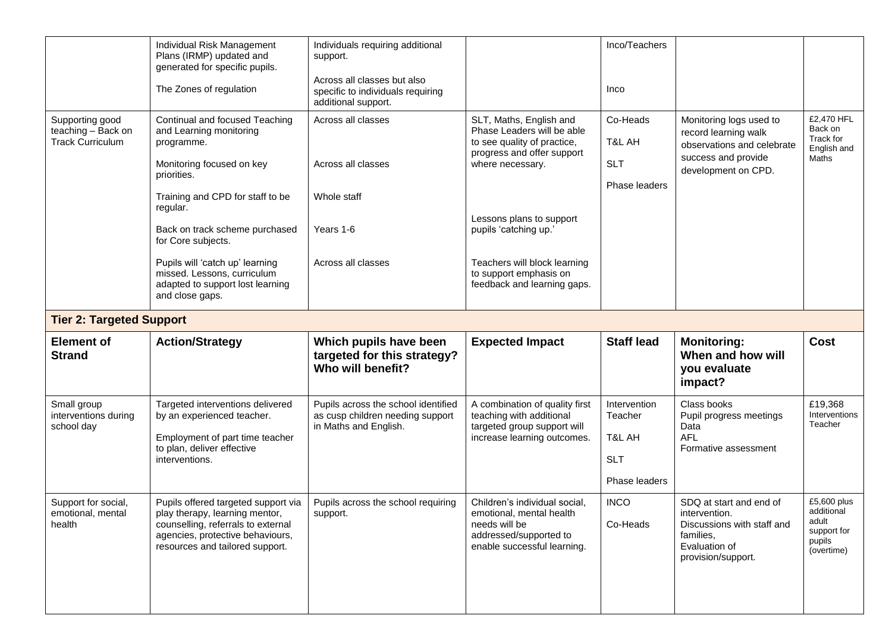| | | | | | | |
|---|---|---|---|---|---|---|
| | Individual Risk Management Plans (IRMP) updated and generated for specific pupils.<br><br>The Zones of regulation | Individuals requiring additional support.<br><br>Across all classes but also specific to individuals requiring additional support. | | Inco/Teachers<br><br>Inco | | |
| Supporting good teaching – Back on Track Curriculum | Continual and focused Teaching and Learning monitoring programme.<br><br>Monitoring focused on key priorities.<br><br>Training and CPD for staff to be regular.<br><br>Back on track scheme purchased for Core subjects.<br><br>Pupils will 'catch up' learning missed. Lessons, curriculum adapted to support lost learning and close gaps. | Across all classes<br><br>Across all classes<br><br>Whole staff<br><br>Years 1-6<br><br>Across all classes | SLT, Maths, English and Phase Leaders will be able to see quality of practice, progress and offer support where necessary.<br><br>Lessons plans to support pupils 'catching up.'<br><br>Teachers will block learning to support emphasis on feedback and learning gaps. | Co-Heads<br><br>T&L AH<br><br>SLT<br><br>Phase leaders | Monitoring logs used to record learning walk observations and celebrate success and provide development on CPD. | £2,470 HFL Back on Track for English and Maths |

**Tier 2: Targeted Support**

| Element of Strand | Action/Strategy | Which pupils have been targeted for this strategy? Who will benefit? | Expected Impact | Staff lead | Monitoring: When and how will you evaluate impact? | Cost |
|---|---|---|---|---|---|---|
| Small group interventions during school day | Targeted interventions delivered by an experienced teacher.<br><br>Employment of part time teacher to plan, deliver effective interventions. | Pupils across the school identified as cusp children needing support in Maths and English. | A combination of quality first teaching with additional targeted group support will increase learning outcomes. | Intervention Teacher<br><br>T&L AH<br><br>SLT<br><br>Phase leaders | Class books<br>Pupil progress meetings<br>Data<br>AFL<br>Formative assessment | £19,368 Interventions Teacher |
| Support for social, emotional, mental health | Pupils offered targeted support via play therapy, learning mentor, counselling, referrals to external agencies, protective behaviours, resources and tailored support. | Pupils across the school requiring support. | Children's individual social, emotional, mental health needs will be addressed/supported to enable successful learning. | INCO<br><br>Co-Heads | SDQ at start and end of intervention.<br>Discussions with staff and families,<br>Evaluation of provision/support. | £5,600 plus additional adult support for pupils (overtime) |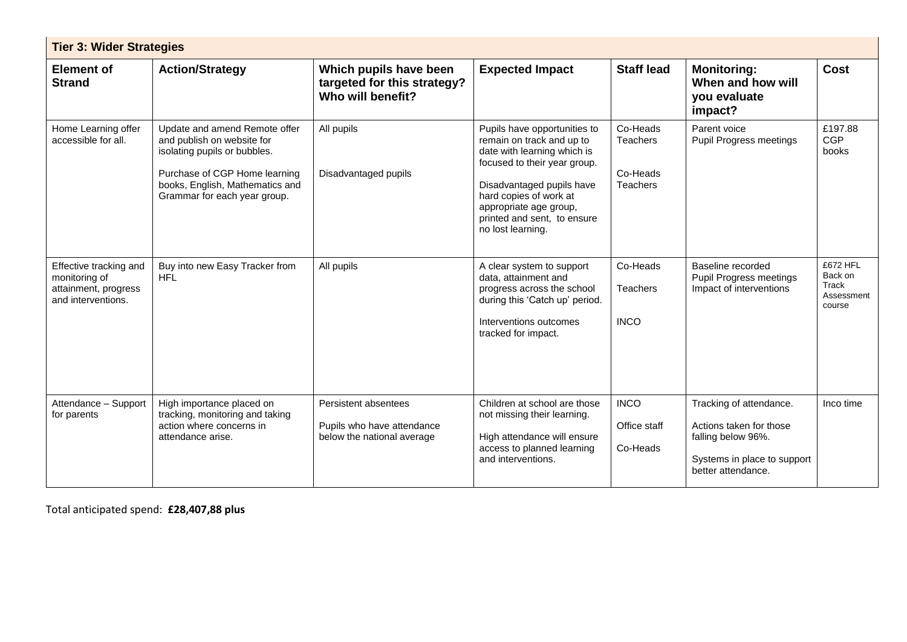| Tier 3: Wider Strategies | | | | | | |
|---|---|---|---|---|---|---|
| **Element of Strand** | **Action/Strategy** | **Which pupils have been targeted for this strategy? Who will benefit?** | **Expected Impact** | **Staff lead** | **Monitoring: When and how will you evaluate impact?** | **Cost** |
| Home Learning offer accessible for all. | Update and amend Remote offer and publish on website for isolating pupils or bubbles.<br><br>Purchase of CGP Home learning books, English, Mathematics and Grammar for each year group. | All pupils<br><br>Disadvantaged pupils | Pupils have opportunities to remain on track and up to date with learning which is focused to their year group.<br><br>Disadvantaged pupils have hard copies of work at appropriate age group, printed and sent, to ensure no lost learning. | Co-Heads<br>Teachers<br><br>Co-Heads<br>Teachers | Parent voice<br>Pupil Progress meetings | £197.88 CGP books |
| Effective tracking and monitoring of attainment, progress and interventions. | Buy into new Easy Tracker from HFL | All pupils | A clear system to support data, attainment and progress across the school during this 'Catch up' period.<br><br>Interventions outcomes tracked for impact. | Co-Heads<br><br>Teachers<br><br>INCO | Baseline recorded<br>Pupil Progress meetings<br>Impact of interventions | £672 HFL Back on Track Assessment course |
| Attendance – Support for parents | High importance placed on tracking, monitoring and taking action where concerns in attendance arise. | Persistent absentees<br><br>Pupils who have attendance below the national average | Children at school are those not missing their learning.<br><br>High attendance will ensure access to planned learning and interventions. | INCO<br><br>Office staff<br><br>Co-Heads | Tracking of attendance.<br><br>Actions taken for those falling below 96%.<br><br>Systems in place to support better attendance. | Inco time |

Total anticipated spend: **£28,407,88 plus**